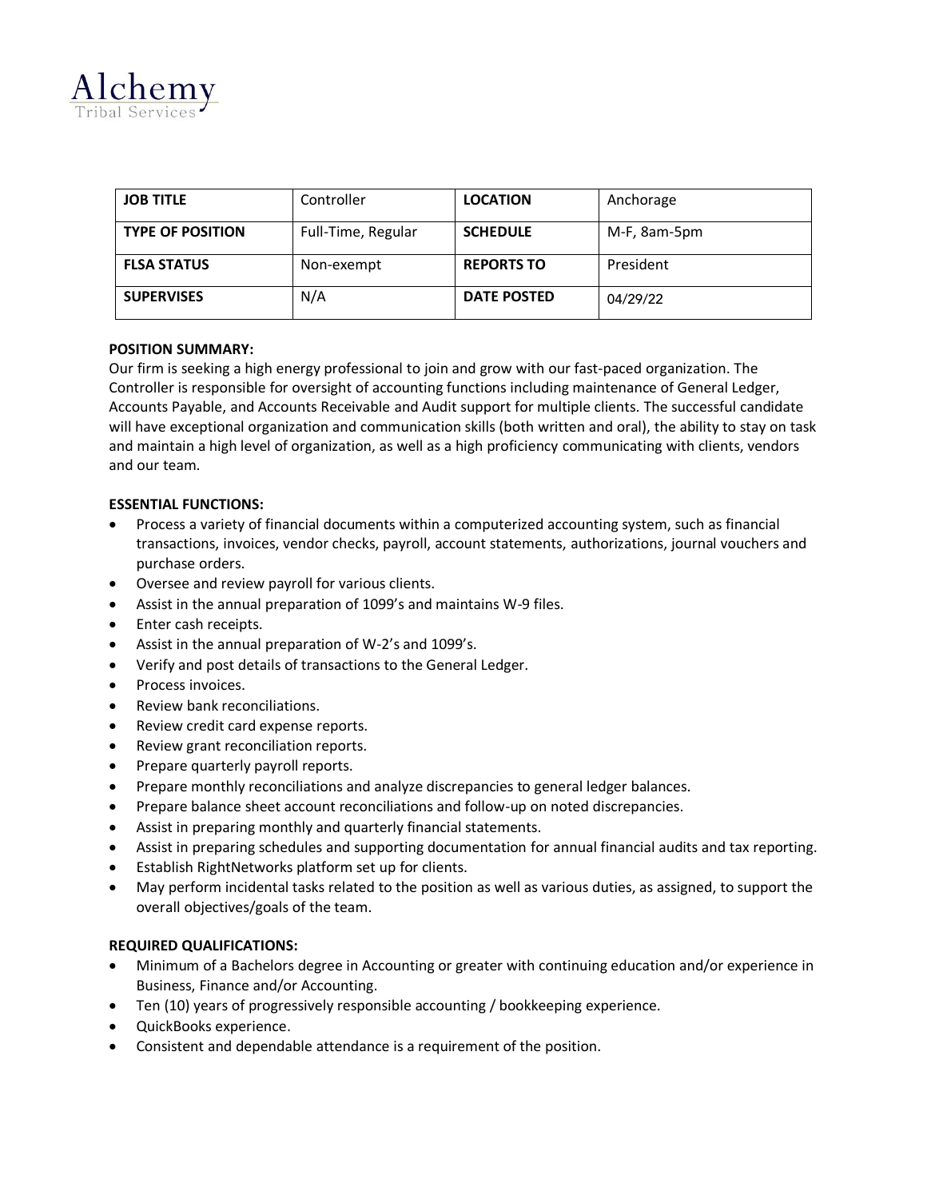Alchemy
Tribal Services

| JOB TITLE | Controller | LOCATION | Anchorage |
|---|---|---|---|
| TYPE OF POSITION | Full-Time, Regular | SCHEDULE | M-F, 8am-5pm |
| FLSA STATUS | Non-exempt | REPORTS TO | President |
| SUPERVISES | N/A | DATE POSTED | 04/29/22 |

**POSITION SUMMARY:**

Our firm is seeking a high energy professional to join and grow with our fast-paced organization. The Controller is responsible for oversight of accounting functions including maintenance of General Ledger, Accounts Payable, and Accounts Receivable and Audit support for multiple clients. The successful candidate will have exceptional organization and communication skills (both written and oral), the ability to stay on task and maintain a high level of organization, as well as a high proficiency communicating with clients, vendors and our team.

**ESSENTIAL FUNCTIONS:**

- Process a variety of financial documents within a computerized accounting system, such as financial transactions, invoices, vendor checks, payroll, account statements, authorizations, journal vouchers and purchase orders.
- Oversee and review payroll for various clients.
- Assist in the annual preparation of 1099's and maintains W-9 files.
- Enter cash receipts.
- Assist in the annual preparation of W-2's and 1099's.
- Verify and post details of transactions to the General Ledger.
- Process invoices.
- Review bank reconciliations.
- Review credit card expense reports.
- Review grant reconciliation reports.
- Prepare quarterly payroll reports.
- Prepare monthly reconciliations and analyze discrepancies to general ledger balances.
- Prepare balance sheet account reconciliations and follow-up on noted discrepancies.
- Assist in preparing monthly and quarterly financial statements.
- Assist in preparing schedules and supporting documentation for annual financial audits and tax reporting.
- Establish RightNetworks platform set up for clients.
- May perform incidental tasks related to the position as well as various duties, as assigned, to support the overall objectives/goals of the team.

**REQUIRED QUALIFICATIONS:**

- Minimum of a Bachelors degree in Accounting or greater with continuing education and/or experience in Business, Finance and/or Accounting.
- Ten (10) years of progressively responsible accounting / bookkeeping experience.
- QuickBooks experience.
- Consistent and dependable attendance is a requirement of the position.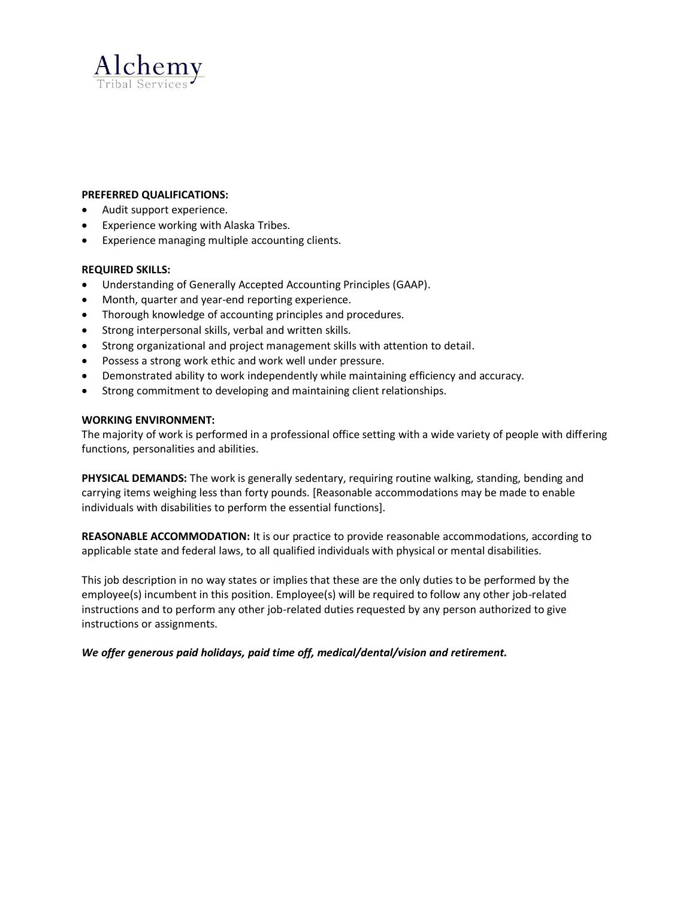**PREFERRED QUALIFICATIONS:**

- Audit support experience.
- Experience working with Alaska Tribes.
- Experience managing multiple accounting clients.

**REQUIRED SKILLS:**

- Understanding of Generally Accepted Accounting Principles (GAAP).
- Month, quarter and year-end reporting experience.
- Thorough knowledge of accounting principles and procedures.
- Strong interpersonal skills, verbal and written skills.
- Strong organizational and project management skills with attention to detail.
- Possess a strong work ethic and work well under pressure.
- Demonstrated ability to work independently while maintaining efficiency and accuracy.
- Strong commitment to developing and maintaining client relationships.

**WORKING ENVIRONMENT:**

The majority of work is performed in a professional office setting with a wide variety of people with differing functions, personalities and abilities.

**PHYSICAL DEMANDS:** The work is generally sedentary, requiring routine walking, standing, bending and carrying items weighing less than forty pounds. [Reasonable accommodations may be made to enable individuals with disabilities to perform the essential functions].

**REASONABLE ACCOMMODATION:** It is our practice to provide reasonable accommodations, according to applicable state and federal laws, to all qualified individuals with physical or mental disabilities.

This job description in no way states or implies that these are the only duties to be performed by the employee(s) incumbent in this position. Employee(s) will be required to follow any other job-related instructions and to perform any other job-related duties requested by any person authorized to give instructions or assignments.

***We offer generous paid holidays, paid time off, medical/dental/vision and retirement.***